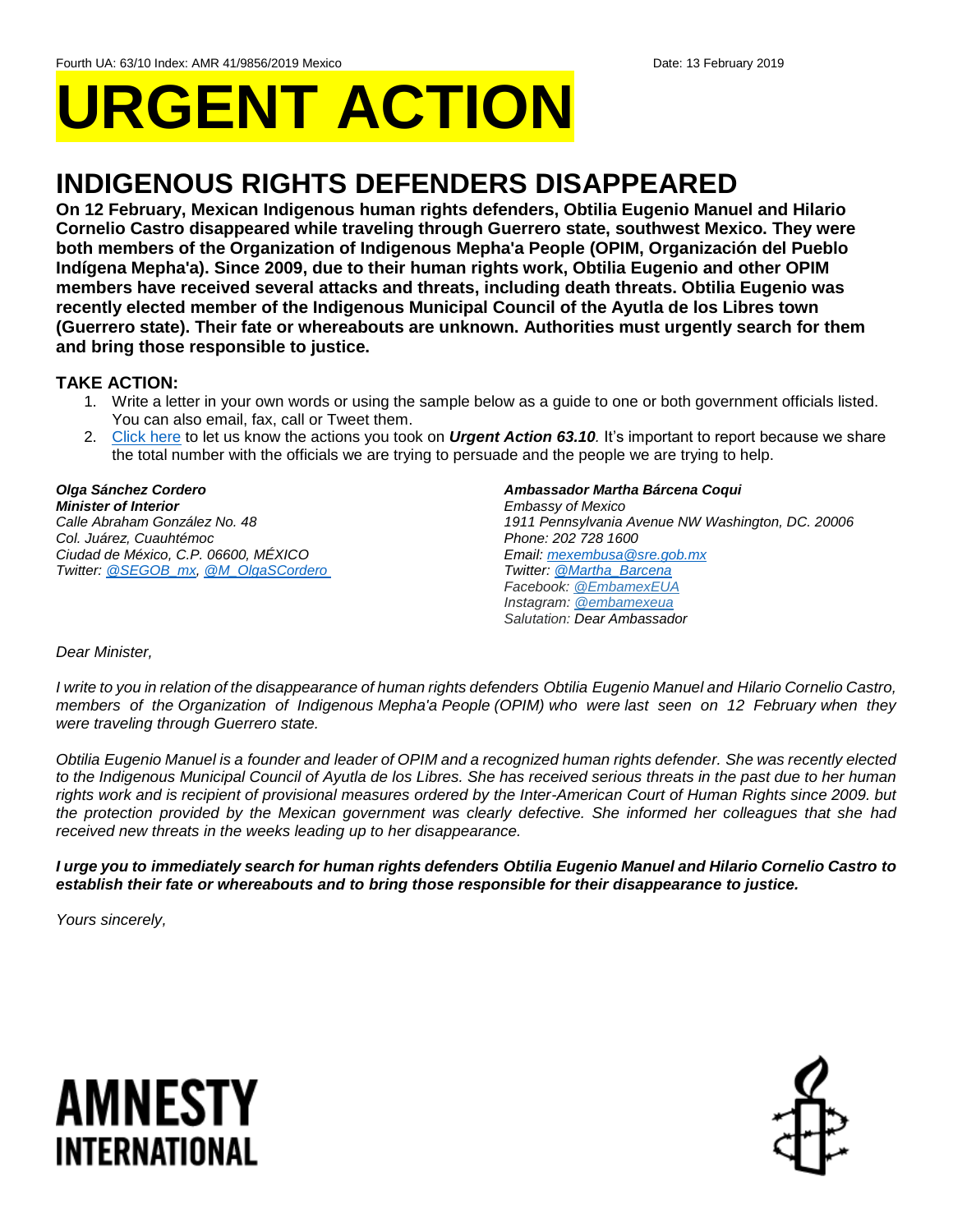Fourth UA: 63/10 Index: AMR 41/9856/2019 Mexico Date: 13 February 2019

# URGENT ACTION

## INDIGENOUS RIGHTS DEFENDERS DISAPPEARED

**On 12 February, Mexican Indigenous human rights defenders, Obtilia Eugenio Manuel and Hilario Cornelio Castro disappeared while traveling through Guerrero state, southwest Mexico. They were both members of the Organization of Indigenous Mepha'a People (OPIM, Organización del Pueblo Indígena Mepha'a). Since 2009, due to their human rights work, Obtilia Eugenio and other OPIM members have received several attacks and threats, including death threats. Obtilia Eugenio was recently elected member of the Indigenous Municipal Council of the Ayutla de los Libres town (Guerrero state). Their fate or whereabouts are unknown. Authorities must urgently search for them and bring those responsible to justice.**

### TAKE ACTION:

1. Write a letter in your own words or using the sample below as a guide to one or both government officials listed. You can also email, fax, call or Tweet them.
2. Click here to let us know the actions you took on ***Urgent Action 63.10**.* It's important to report because we share the total number with the officials we are trying to persuade and the people we are trying to help.

***Olga Sánchez Cordero***
***Minister of Interior***
*Calle Abraham González No. 48*
*Col. Juárez, Cuauhtémoc*
*Ciudad de México, C.P. 06600, MÉXICO*
*Twitter: @SEGOB_mx, @M_OlgaSCordero*

***Ambassador Martha Bárcena Coqui***
*Embassy of Mexico*
*1911 Pennsylvania Avenue NW Washington, DC. 20006*
*Phone: 202 728 1600*
*Email: mexembusa@sre.gob.mx*
*Twitter: @Martha_Barcena*
*Facebook: @EmbamexEUA*
*Instagram: @embamexeua*
*Salutation: Dear Ambassador*

*Dear Minister,*

*I write to you in relation of the disappearance of human rights defenders Obtilia Eugenio Manuel and Hilario Cornelio Castro, members of the Organization of Indigenous Mepha'a People (OPIM) who were last seen on 12 February when they were traveling through Guerrero state.*

*Obtilia Eugenio Manuel is a founder and leader of OPIM and a recognized human rights defender. She was recently elected to the Indigenous Municipal Council of Ayutla de los Libres. She has received serious threats in the past due to her human rights work and is recipient of provisional measures ordered by the Inter-American Court of Human Rights since 2009. but the protection provided by the Mexican government was clearly defective. She informed her colleagues that she had received new threats in the weeks leading up to her disappearance.*

***I urge you to immediately search for human rights defenders Obtilia Eugenio Manuel and Hilario Cornelio Castro to establish their fate or whereabouts and to bring those responsible for their disappearance to justice.***

*Yours sincerely,*

AMNESTY INTERNATIONAL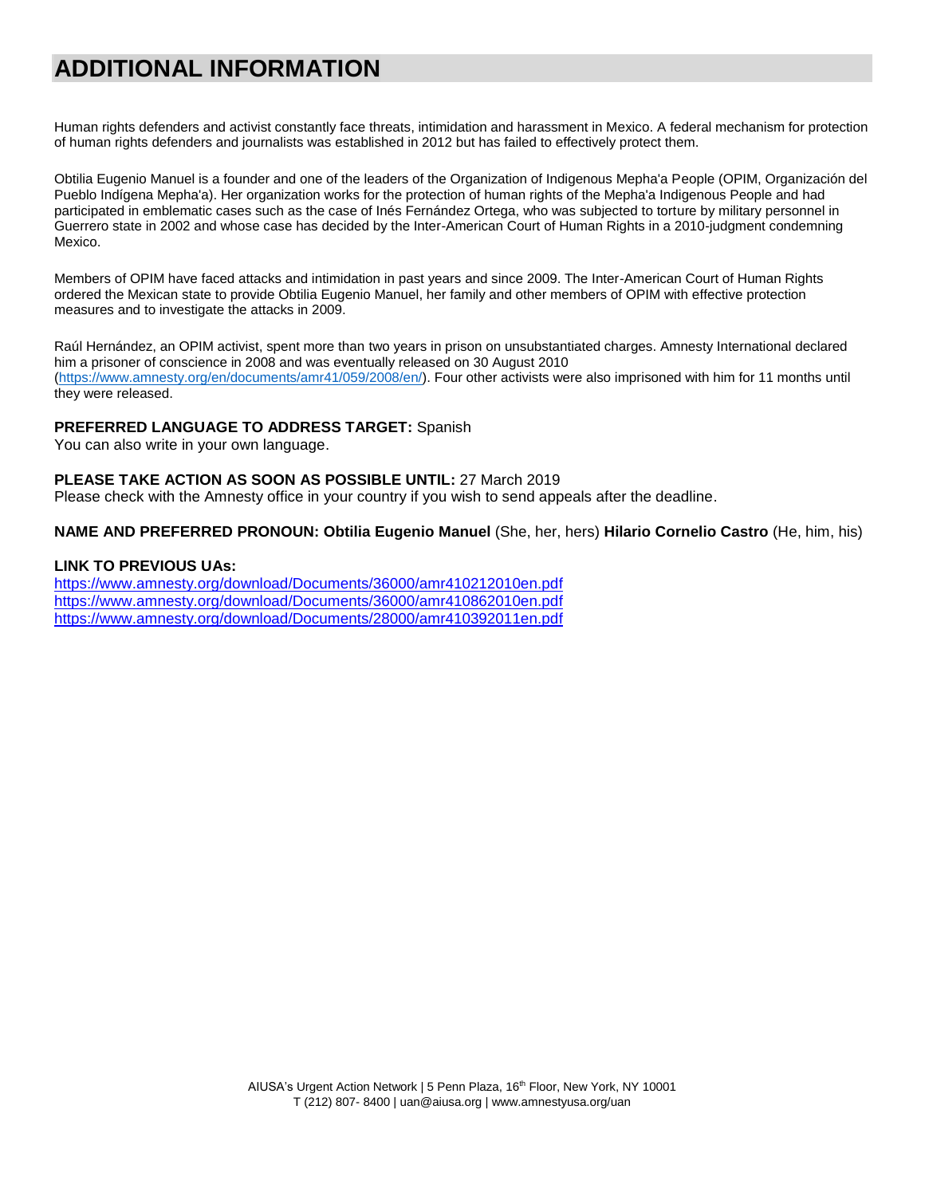# ADDITIONAL INFORMATION

Human rights defenders and activist constantly face threats, intimidation and harassment in Mexico. A federal mechanism for protection of human rights defenders and journalists was established in 2012 but has failed to effectively protect them.

Obtilia Eugenio Manuel is a founder and one of the leaders of the Organization of Indigenous Mepha'a People (OPIM, Organización del Pueblo Indígena Mepha'a). Her organization works for the protection of human rights of the Mepha'a Indigenous People and had participated in emblematic cases such as the case of Inés Fernández Ortega, who was subjected to torture by military personnel in Guerrero state in 2002 and whose case has decided by the Inter-American Court of Human Rights in a 2010-judgment condemning Mexico.

Members of OPIM have faced attacks and intimidation in past years and since 2009. The Inter-American Court of Human Rights ordered the Mexican state to provide Obtilia Eugenio Manuel, her family and other members of OPIM with effective protection measures and to investigate the attacks in 2009.

Raúl Hernández, an OPIM activist, spent more than two years in prison on unsubstantiated charges. Amnesty International declared him a prisoner of conscience in 2008 and was eventually released on 30 August 2010 (https://www.amnesty.org/en/documents/amr41/059/2008/en/). Four other activists were also imprisoned with him for 11 months until they were released.

**PREFERRED LANGUAGE TO ADDRESS TARGET:** Spanish
You can also write in your own language.

**PLEASE TAKE ACTION AS SOON AS POSSIBLE UNTIL:** 27 March 2019
Please check with the Amnesty office in your country if you wish to send appeals after the deadline.

**NAME AND PREFERRED PRONOUN: Obtilia Eugenio Manuel** (She, her, hers) **Hilario Cornelio Castro** (He, him, his)

**LINK TO PREVIOUS UAs:**
https://www.amnesty.org/download/Documents/36000/amr410212010en.pdf
https://www.amnesty.org/download/Documents/36000/amr410862010en.pdf
https://www.amnesty.org/download/Documents/28000/amr410392011en.pdf